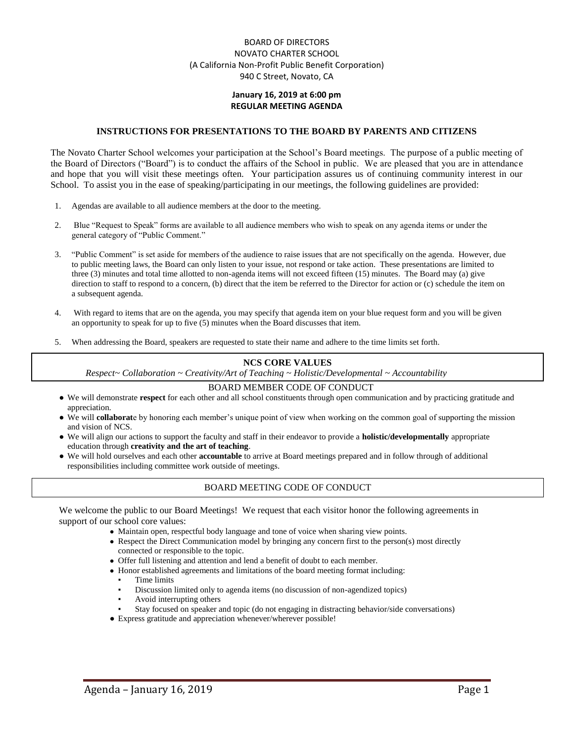BOARD OF DIRECTORS
NOVATO CHARTER SCHOOL
(A California Non-Profit Public Benefit Corporation)
940 C Street, Novato, CA

**January 16, 2019 at 6:00 pm**
**REGULAR MEETING AGENDA**

## INSTRUCTIONS FOR PRESENTATIONS TO THE BOARD BY PARENTS AND CITIZENS

The Novato Charter School welcomes your participation at the School's Board meetings. The purpose of a public meeting of the Board of Directors ("Board") is to conduct the affairs of the School in public. We are pleased that you are in attendance and hope that you will visit these meetings often. Your participation assures us of continuing community interest in our School. To assist you in the ease of speaking/participating in our meetings, the following guidelines are provided:

1. Agendas are available to all audience members at the door to the meeting.
2. Blue "Request to Speak" forms are available to all audience members who wish to speak on any agenda items or under the general category of "Public Comment."
3. "Public Comment" is set aside for members of the audience to raise issues that are not specifically on the agenda. However, due to public meeting laws, the Board can only listen to your issue, not respond or take action. These presentations are limited to three (3) minutes and total time allotted to non-agenda items will not exceed fifteen (15) minutes. The Board may (a) give direction to staff to respond to a concern, (b) direct that the item be referred to the Director for action or (c) schedule the item on a subsequent agenda.
4. With regard to items that are on the agenda, you may specify that agenda item on your blue request form and you will be given an opportunity to speak for up to five (5) minutes when the Board discusses that item.
5. When addressing the Board, speakers are requested to state their name and adhere to the time limits set forth.

## NCS CORE VALUES

*Respect~ Collaboration ~ Creativity/Art of Teaching ~ Holistic/Developmental ~ Accountability*

## BOARD MEMBER CODE OF CONDUCT

- We will demonstrate **respect** for each other and all school constituents through open communication and by practicing gratitude and appreciation.
- We will **collaborat**e by honoring each member's unique point of view when working on the common goal of supporting the mission and vision of NCS.
- We will align our actions to support the faculty and staff in their endeavor to provide a **holistic/developmentally** appropriate education through **creativity and the art of teaching**.
- We will hold ourselves and each other **accountable** to arrive at Board meetings prepared and in follow through of additional responsibilities including committee work outside of meetings.

## BOARD MEETING CODE OF CONDUCT

We welcome the public to our Board Meetings! We request that each visitor honor the following agreements in support of our school core values:

- Maintain open, respectful body language and tone of voice when sharing view points.
- Respect the Direct Communication model by bringing any concern first to the person(s) most directly connected or responsible to the topic.
- Offer full listening and attention and lend a benefit of doubt to each member.
- Honor established agreements and limitations of the board meeting format including:
  - Time limits
  - Discussion limited only to agenda items (no discussion of non-agendized topics)
  - Avoid interrupting others
  - Stay focused on speaker and topic (do not engaging in distracting behavior/side conversations)
- Express gratitude and appreciation whenever/wherever possible!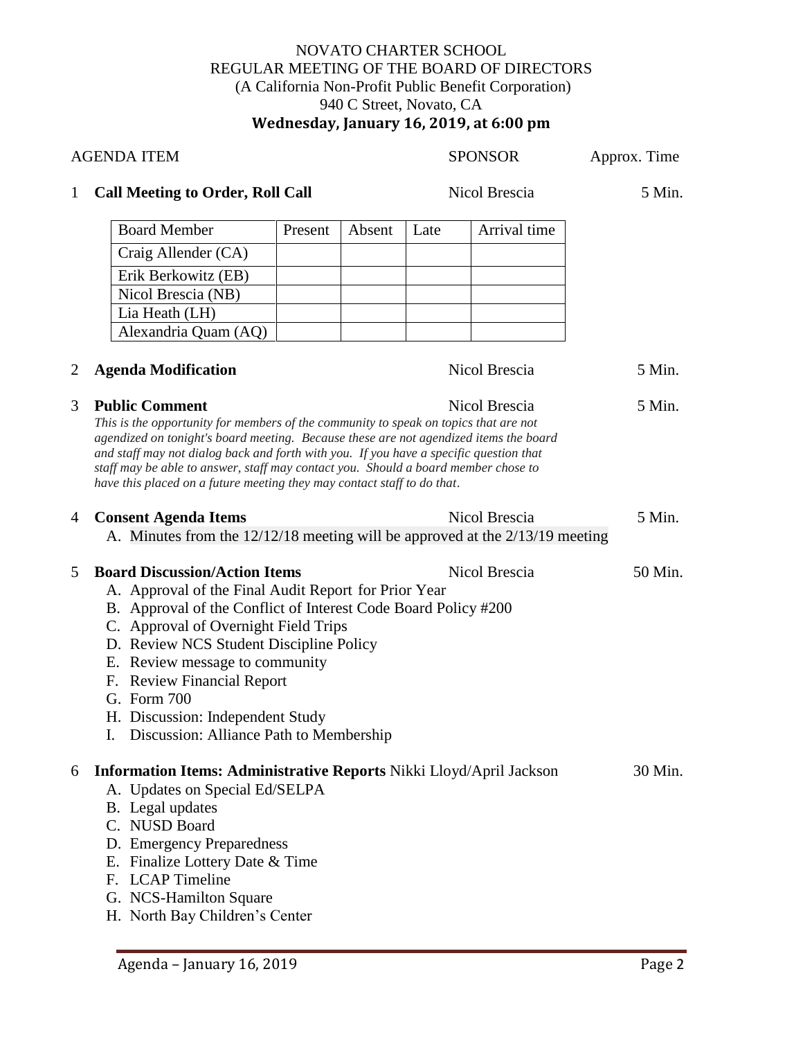NOVATO CHARTER SCHOOL
REGULAR MEETING OF THE BOARD OF DIRECTORS
(A California Non-Profit Public Benefit Corporation)
940 C Street, Novato, CA
**Wednesday, January 16, 2019, at 6:00 pm**

| AGENDA ITEM | SPONSOR | Approx. Time |
|---|---|---|
| 1 **Call Meeting to Order, Roll Call** | Nicol Brescia | 5 Min. |

| Board Member | Present | Absent | Late | Arrival time |
|---|---|---|---|---|
| Craig Allender (CA) | | | | |
| Erik Berkowitz (EB) | | | | |
| Nicol Brescia (NB) | | | | |
| Lia Heath (LH) | | | | |
| Alexandria Quam (AQ) | | | | |

2 **Agenda Modification** — Nicol Brescia — 5 Min.

3 **Public Comment** — Nicol Brescia — 5 Min.

*This is the opportunity for members of the community to speak on topics that are not agendized on tonight's board meeting. Because these are not agendized items the board and staff may not dialog back and forth with you. If you have a specific question that staff may be able to answer, staff may contact you. Should a board member chose to have this placed on a future meeting they may contact staff to do that.*

4 **Consent Agenda Items** — Nicol Brescia — 5 Min.

A. Minutes from the 12/12/18 meeting will be approved at the 2/13/19 meeting

5 **Board Discussion/Action Items** — Nicol Brescia — 50 Min.

A. Approval of the Final Audit Report for Prior Year
B. Approval of the Conflict of Interest Code Board Policy #200
C. Approval of Overnight Field Trips
D. Review NCS Student Discipline Policy
E. Review message to community
F. Review Financial Report
G. Form 700
H. Discussion: Independent Study
I. Discussion: Alliance Path to Membership

6 **Information Items: Administrative Reports** Nikki Lloyd/April Jackson — 30 Min.

A. Updates on Special Ed/SELPA
B. Legal updates
C. NUSD Board
D. Emergency Preparedness
E. Finalize Lottery Date & Time
F. LCAP Timeline
G. NCS-Hamilton Square
H. North Bay Children's Center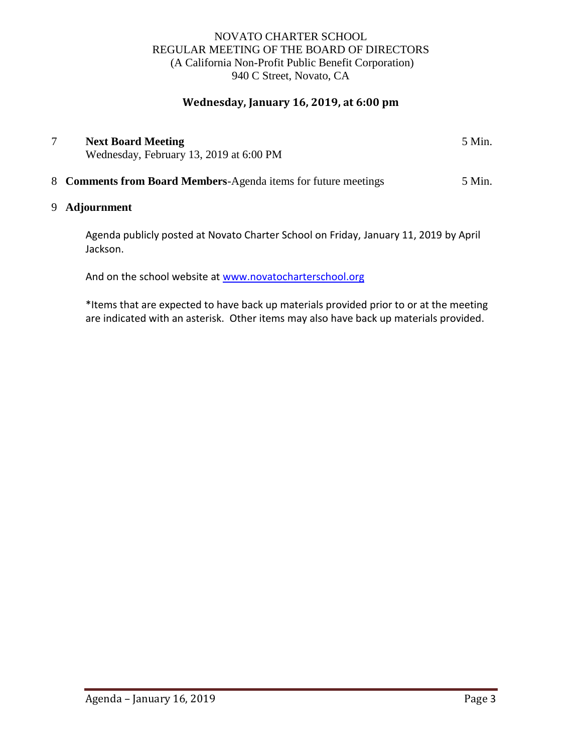NOVATO CHARTER SCHOOL
REGULAR MEETING OF THE BOARD OF DIRECTORS
(A California Non-Profit Public Benefit Corporation)
940 C Street, Novato, CA

**Wednesday, January 16, 2019, at 6:00 pm**

7 **Next Board Meeting** — 5 Min.
Wednesday, February 13, 2019 at 6:00 PM

8 **Comments from Board Members**-Agenda items for future meetings — 5 Min.

9 **Adjournment**

Agenda publicly posted at Novato Charter School on Friday, January 11, 2019 by April Jackson.

And on the school website at www.novatocharterschool.org

*Items that are expected to have back up materials provided prior to or at the meeting are indicated with an asterisk. Other items may also have back up materials provided.